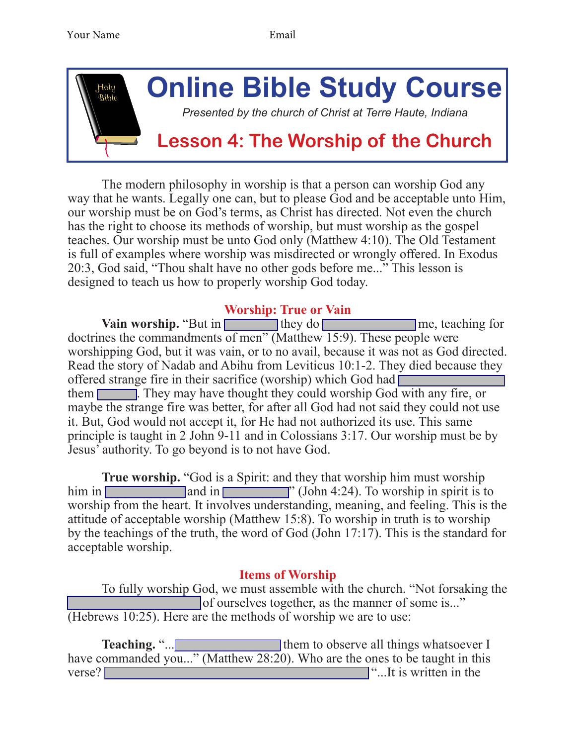Your Name Email

# Online Bible Study Course

*Presented by the church of Christ at Terre Haute, Indiana*

## Lesson 4: The Worship of the Church

The modern philosophy in worship is that a person can worship God any way that he wants. Legally one can, but to please God and be acceptable unto Him, our worship must be on God's terms, as Christ has directed. Not even the church has the right to choose its methods of worship, but must worship as the gospel teaches. Our worship must be unto God only (Matthew 4:10). The Old Testament is full of examples where worship was misdirected or wrongly offered. In Exodus 20:3, God said, "Thou shalt have no other gods before me..." This lesson is designed to teach us how to properly worship God today.

### Worship: True or Vain

**Vain worship.** "But in \_\_\_\_\_\_\_\_ they do \_\_\_\_\_\_\_\_\_\_\_\_ me, teaching for doctrines the commandments of men" (Matthew 15:9). These people were worshipping God, but it was vain, or to no avail, because it was not as God directed. Read the story of Nadab and Abihu from Leviticus 10:1-2. They died because they offered strange fire in their sacrifice (worship) which God had \_\_\_\_\_\_\_\_\_\_\_\_\_\_ them \_\_\_\_\_\_. They may have thought they could worship God with any fire, or maybe the strange fire was better, for after all God had not said they could not use it. But, God would not accept it, for He had not authorized its use. This same principle is taught in 2 John 9-11 and in Colossians 3:17. Our worship must be by Jesus' authority. To go beyond is to not have God.

**True worship.** "God is a Spirit: and they that worship him must worship him in \_\_\_\_\_\_\_\_\_\_ and in \_\_\_\_\_\_\_\_\_" (John 4:24). To worship in spirit is to worship from the heart. It involves understanding, meaning, and feeling. This is the attitude of acceptable worship (Matthew 15:8). To worship in truth is to worship by the teachings of the truth, the word of God (John 17:17). This is the standard for acceptable worship.

### Items of Worship

To fully worship God, we must assemble with the church. "Not forsaking the \_\_\_\_\_\_\_\_\_\_\_\_\_\_\_\_\_ of ourselves together, as the manner of some is..." (Hebrews 10:25). Here are the methods of worship we are to use:

**Teaching.** "...\_\_\_\_\_\_\_\_\_\_\_\_\_\_ them to observe all things whatsoever I have commanded you..." (Matthew 28:20). Who are the ones to be taught in this verse? \_\_\_\_\_\_\_\_\_\_\_\_\_\_\_\_\_\_\_\_\_\_\_\_\_\_\_\_\_\_\_\_\_\_ "...It is written in the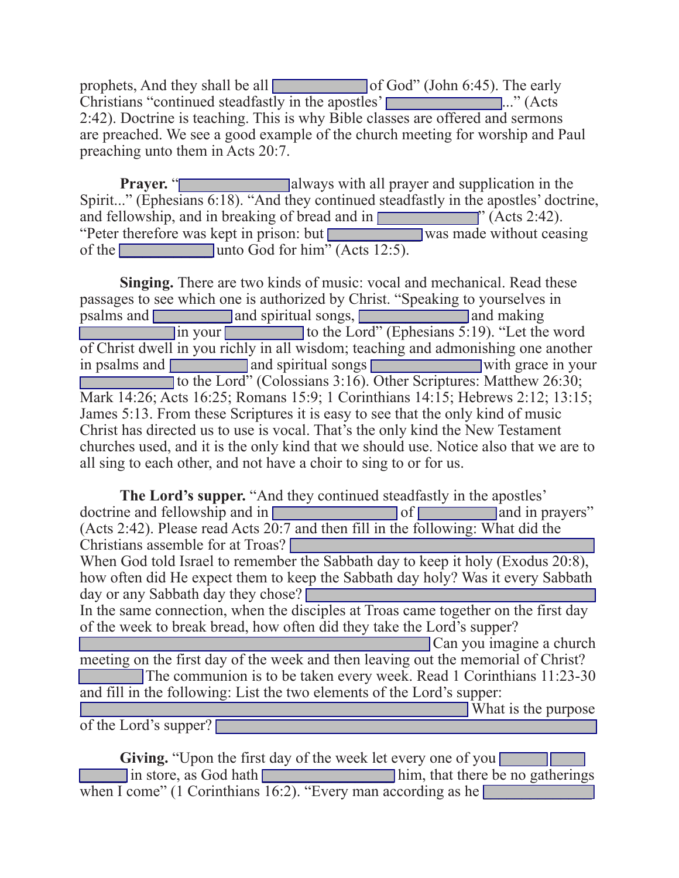prophets, And they shall be all ________ of God" (John 6:45). The early Christians "continued steadfastly in the apostles' ________..." (Acts 2:42). Doctrine is teaching. This is why Bible classes are offered and sermons are preached. We see a good example of the church meeting for worship and Paul preaching unto them in Acts 20:7.

**Prayer.** "________ always with all prayer and supplication in the Spirit..." (Ephesians 6:18). "And they continued steadfastly in the apostles' doctrine, and fellowship, and in breaking of bread and in ________" (Acts 2:42). "Peter therefore was kept in prison: but ________ was made without ceasing of the ________ unto God for him" (Acts 12:5).

**Singing.** There are two kinds of music: vocal and mechanical. Read these passages to see which one is authorized by Christ. "Speaking to yourselves in psalms and ________ and spiritual songs, ________ and making ________ in your ________ to the Lord" (Ephesians 5:19). "Let the word of Christ dwell in you richly in all wisdom; teaching and admonishing one another in psalms and ________ and spiritual songs ________ with grace in your ________ to the Lord" (Colossians 3:16). Other Scriptures: Matthew 26:30; Mark 14:26; Acts 16:25; Romans 15:9; 1 Corinthians 14:15; Hebrews 2:12; 13:15; James 5:13. From these Scriptures it is easy to see that the only kind of music Christ has directed us to use is vocal. That's the only kind the New Testament churches used, and it is the only kind that we should use. Notice also that we are to all sing to each other, and not have a choir to sing to or for us.

**The Lord's supper.** "And they continued steadfastly in the apostles' doctrine and fellowship and in ________ of ________ and in prayers" (Acts 2:42). Please read Acts 20:7 and then fill in the following: What did the Christians assemble for at Troas? ________
When God told Israel to remember the Sabbath day to keep it holy (Exodus 20:8), how often did He expect them to keep the Sabbath day holy? Was it every Sabbath day or any Sabbath day they chose? ________
In the same connection, when the disciples at Troas came together on the first day of the week to break bread, how often did they take the Lord's supper? ________ Can you imagine a church meeting on the first day of the week and then leaving out the memorial of Christ? ________ The communion is to be taken every week. Read 1 Corinthians 11:23-30 and fill in the following: List the two elements of the Lord's supper: ________ What is the purpose of the Lord's supper? ________

**Giving.** "Upon the first day of the week let every one of you ________ ________ ________ in store, as God hath ________ him, that there be no gatherings when I come" (1 Corinthians 16:2). "Every man according as he ________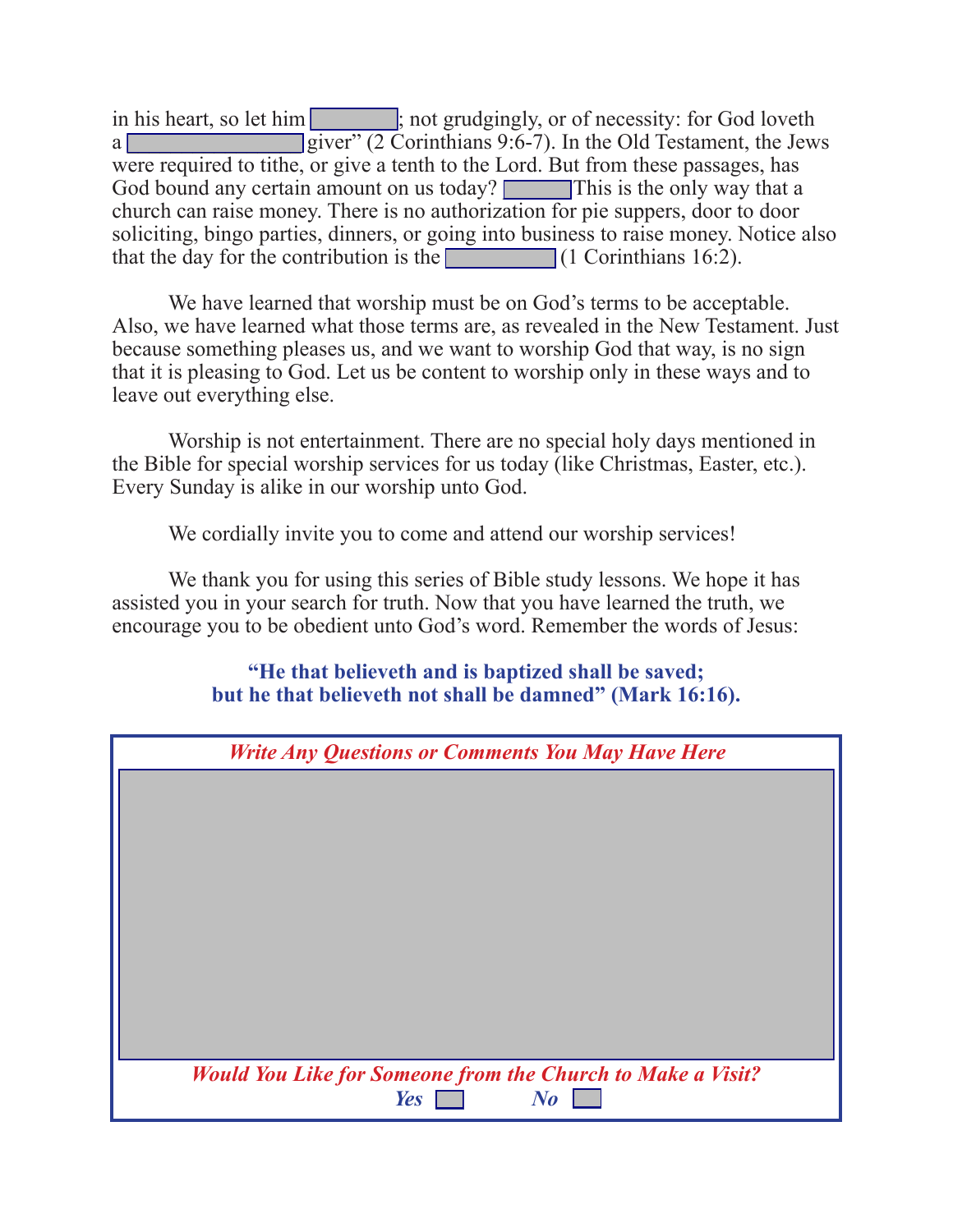in his heart, so let him ________; not grudgingly, or of necessity: for God loveth a ________________ giver" (2 Corinthians 9:6-7). In the Old Testament, the Jews were required to tithe, or give a tenth to the Lord. But from these passages, has God bound any certain amount on us today? ______ This is the only way that a church can raise money. There is no authorization for pie suppers, door to door soliciting, bingo parties, dinners, or going into business to raise money. Notice also that the day for the contribution is the __________ (1 Corinthians 16:2).

We have learned that worship must be on God's terms to be acceptable. Also, we have learned what those terms are, as revealed in the New Testament. Just because something pleases us, and we want to worship God that way, is no sign that it is pleasing to God. Let us be content to worship only in these ways and to leave out everything else.

Worship is not entertainment. There are no special holy days mentioned in the Bible for special worship services for us today (like Christmas, Easter, etc.). Every Sunday is alike in our worship unto God.

We cordially invite you to come and attend our worship services!

We thank you for using this series of Bible study lessons. We hope it has assisted you in your search for truth. Now that you have learned the truth, we encourage you to be obedient unto God's word. Remember the words of Jesus:

**"He that believeth and is baptized shall be saved;
but he that believeth not shall be damned" (Mark 16:16).**

***Write Any Questions or Comments You May Have Here***

***Would You Like for Someone from the Church to Make a Visit?***

***Yes*** ☐ ***No*** ☐